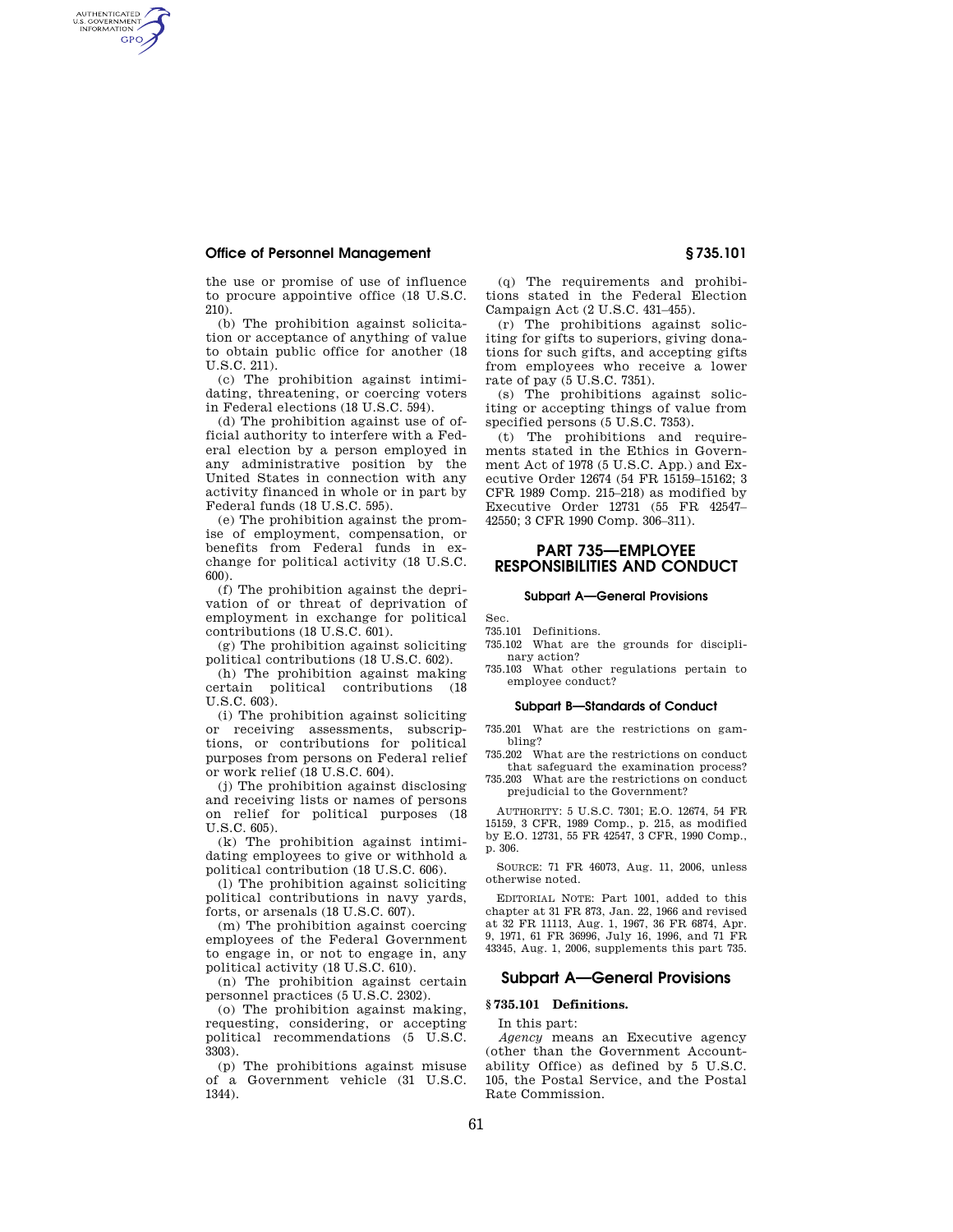the use or promise of use of influence to procure appointive office (18 U.S.C. 210).

(b) The prohibition against solicitation or acceptance of anything of value to obtain public office for another (18 U.S.C. 211).

(c) The prohibition against intimidating, threatening, or coercing voters in Federal elections (18 U.S.C. 594).

(d) The prohibition against use of official authority to interfere with a Federal election by a person employed in any administrative position by the United States in connection with any activity financed in whole or in part by Federal funds (18 U.S.C. 595).

(e) The prohibition against the promise of employment, compensation, or benefits from Federal funds in exchange for political activity (18 U.S.C. 600).

(f) The prohibition against the deprivation of or threat of deprivation of employment in exchange for political contributions (18 U.S.C. 601).

(g) The prohibition against soliciting political contributions (18 U.S.C. 602).

(h) The prohibition against making certain political contributions (18 U.S.C. 603).

(i) The prohibition against soliciting or receiving assessments, subscriptions, or contributions for political purposes from persons on Federal relief or work relief (18 U.S.C. 604).

(j) The prohibition against disclosing and receiving lists or names of persons on relief for political purposes (18 U.S.C. 605).

(k) The prohibition against intimidating employees to give or withhold a political contribution (18 U.S.C. 606).

(l) The prohibition against soliciting political contributions in navy yards, forts, or arsenals (18 U.S.C. 607).

(m) The prohibition against coercing employees of the Federal Government to engage in, or not to engage in, any political activity (18 U.S.C. 610).

(n) The prohibition against certain personnel practices (5 U.S.C. 2302).

(o) The prohibition against making, requesting, considering, or accepting political recommendations (5 U.S.C. 3303).

(p) The prohibitions against misuse of a Government vehicle (31 U.S.C. 1344).

(q) The requirements and prohibitions stated in the Federal Election Campaign Act (2 U.S.C. 431–455).

(r) The prohibitions against soliciting for gifts to superiors, giving donations for such gifts, and accepting gifts from employees who receive a lower rate of pay (5 U.S.C. 7351).

(s) The prohibitions against soliciting or accepting things of value from specified persons (5 U.S.C. 7353).

(t) The prohibitions and requirements stated in the Ethics in Government Act of 1978 (5 U.S.C. App.) and Executive Order 12674 (54 FR 15159–15162; 3 CFR 1989 Comp. 215–218) as modified by Executive Order 12731 (55 FR 42547–42550; 3 CFR 1990 Comp. 306–311).

# PART 735—EMPLOYEE RESPONSIBILITIES AND CONDUCT

### Subpart A—General Provisions

Sec.

735.101 Definitions.

735.102 What are the grounds for disciplinary action?

735.103 What other regulations pertain to employee conduct?

### Subpart B—Standards of Conduct

735.201 What are the restrictions on gambling?

735.202 What are the restrictions on conduct that safeguard the examination process?

735.203 What are the restrictions on conduct prejudicial to the Government?

AUTHORITY: 5 U.S.C. 7301; E.O. 12674, 54 FR 15159, 3 CFR, 1989 Comp., p. 215, as modified by E.O. 12731, 55 FR 42547, 3 CFR, 1990 Comp., p. 306.

SOURCE: 71 FR 46073, Aug. 11, 2006, unless otherwise noted.

EDITORIAL NOTE: Part 1001, added to this chapter at 31 FR 873, Jan. 22, 1966 and revised at 32 FR 11113, Aug. 1, 1967, 36 FR 6874, Apr. 9, 1971, 61 FR 36996, July 16, 1996, and 71 FR 43345, Aug. 1, 2006, supplements this part 735.

## Subpart A—General Provisions

### § 735.101 Definitions.

In this part:

*Agency* means an Executive agency (other than the Government Accountability Office) as defined by 5 U.S.C. 105, the Postal Service, and the Postal Rate Commission.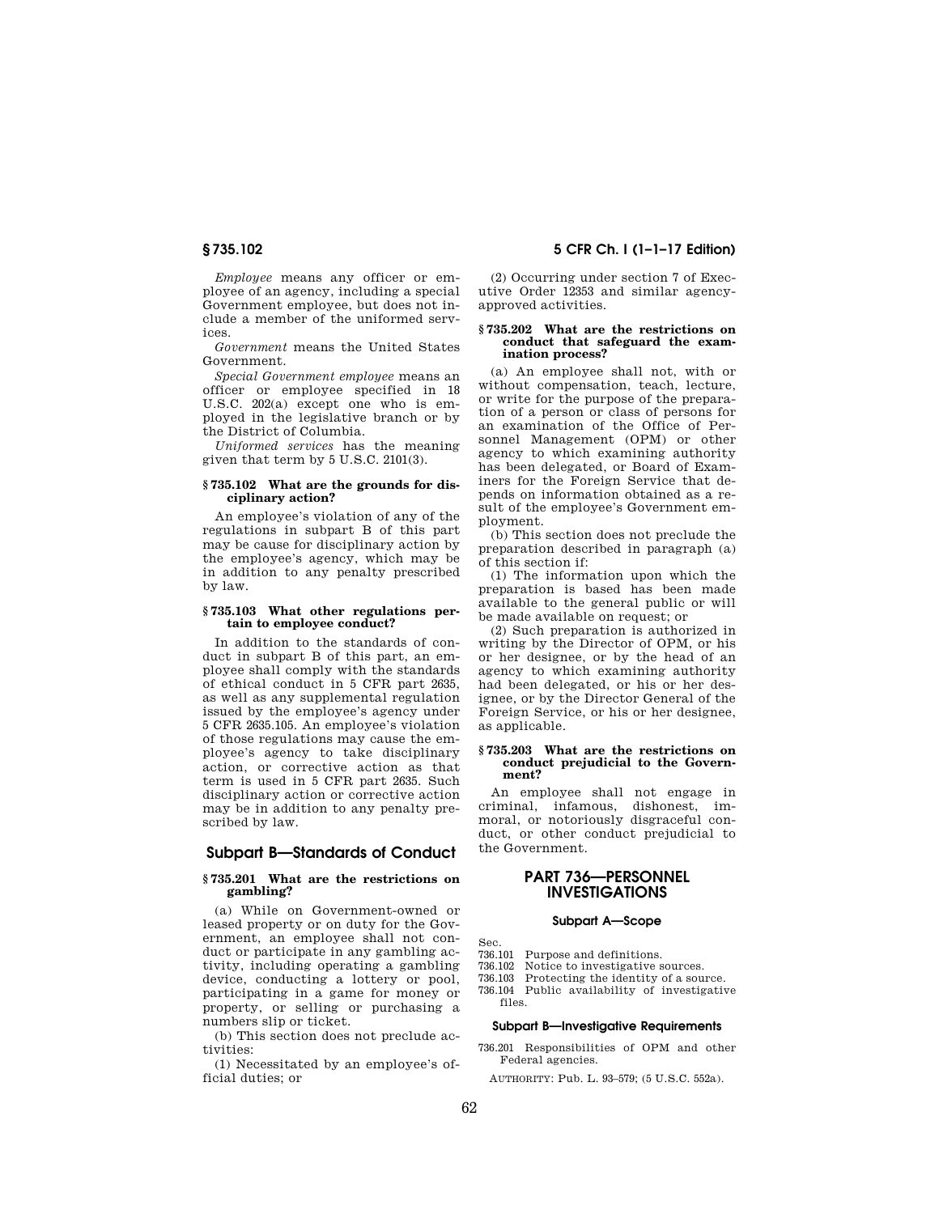*Employee* means any officer or employee of an agency, including a special Government employee, but does not include a member of the uniformed services.

*Government* means the United States Government.

*Special Government employee* means an officer or employee specified in 18 U.S.C. 202(a) except one who is employed in the legislative branch or by the District of Columbia.

*Uniformed services* has the meaning given that term by 5 U.S.C. 2101(3).

#### § 735.102 What are the grounds for disciplinary action?

An employee's violation of any of the regulations in subpart B of this part may be cause for disciplinary action by the employee's agency, which may be in addition to any penalty prescribed by law.

#### § 735.103 What other regulations pertain to employee conduct?

In addition to the standards of conduct in subpart B of this part, an employee shall comply with the standards of ethical conduct in 5 CFR part 2635, as well as any supplemental regulation issued by the employee's agency under 5 CFR 2635.105. An employee's violation of those regulations may cause the employee's agency to take disciplinary action, or corrective action as that term is used in 5 CFR part 2635. Such disciplinary action or corrective action may be in addition to any penalty prescribed by law.

## Subpart B—Standards of Conduct

#### § 735.201 What are the restrictions on gambling?

(a) While on Government-owned or leased property or on duty for the Government, an employee shall not conduct or participate in any gambling activity, including operating a gambling device, conducting a lottery or pool, participating in a game for money or property, or selling or purchasing a numbers slip or ticket.

(b) This section does not preclude activities:

(1) Necessitated by an employee's official duties; or

(2) Occurring under section 7 of Executive Order 12353 and similar agency-approved activities.

#### § 735.202 What are the restrictions on conduct that safeguard the examination process?

(a) An employee shall not, with or without compensation, teach, lecture, or write for the purpose of the preparation of a person or class of persons for an examination of the Office of Personnel Management (OPM) or other agency to which examining authority has been delegated, or Board of Examiners for the Foreign Service that depends on information obtained as a result of the employee's Government employment.

(b) This section does not preclude the preparation described in paragraph (a) of this section if:

(1) The information upon which the preparation is based has been made available to the general public or will be made available on request; or

(2) Such preparation is authorized in writing by the Director of OPM, or his or her designee, or by the head of an agency to which examining authority had been delegated, or his or her designee, or by the Director General of the Foreign Service, or his or her designee, as applicable.

#### § 735.203 What are the restrictions on conduct prejudicial to the Government?

An employee shall not engage in criminal, infamous, dishonest, immoral, or notoriously disgraceful conduct, or other conduct prejudicial to the Government.

## PART 736—PERSONNEL INVESTIGATIONS

### Subpart A—Scope

Sec.

736.101 Purpose and definitions.

736.102 Notice to investigative sources.

736.103 Protecting the identity of a source.

736.104 Public availability of investigative files.

### Subpart B—Investigative Requirements

736.201 Responsibilities of OPM and other Federal agencies.

AUTHORITY: Pub. L. 93–579; (5 U.S.C. 552a).